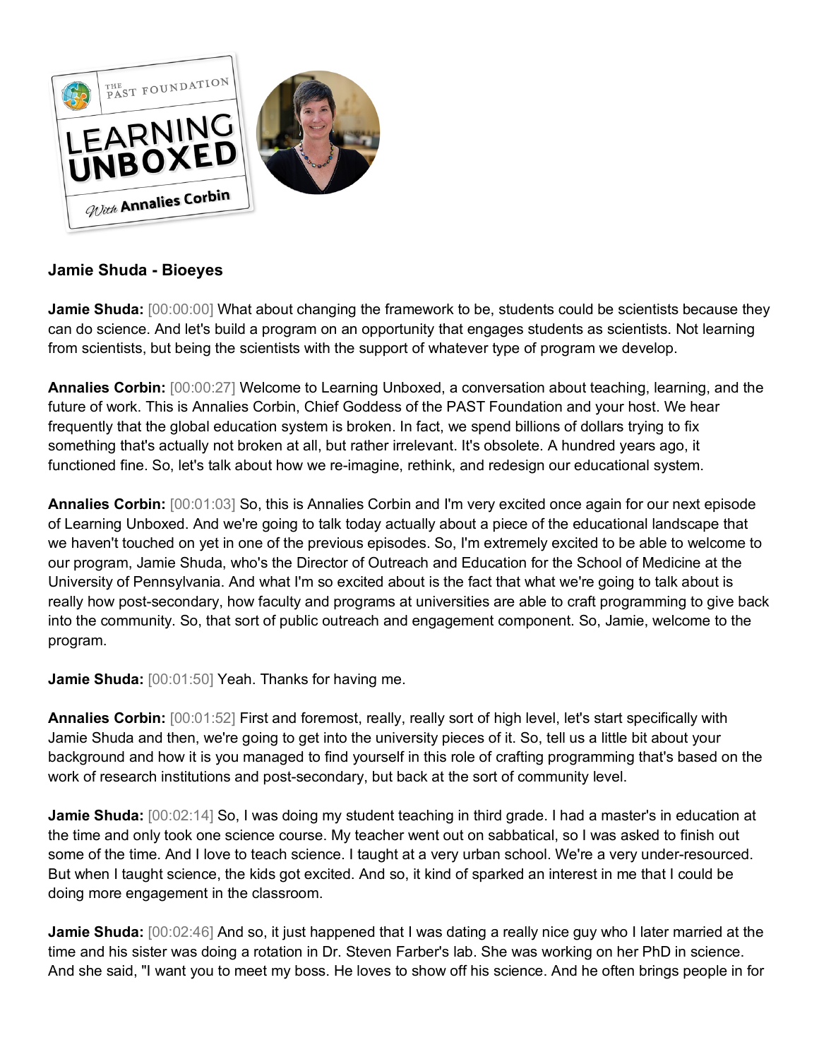**Jamie Shuda - Bioeyes**

**Jamie Shuda:** [00:00:00] What about changing the framework to be, students could be scientists because they can do science. And let's build a program on an opportunity that engages students as scientists. Not learning from scientists, but being the scientists with the support of whatever type of program we develop.

**Annalies Corbin:** [00:00:27] Welcome to Learning Unboxed, a conversation about teaching, learning, and the future of work. This is Annalies Corbin, Chief Goddess of the PAST Foundation and your host. We hear frequently that the global education system is broken. In fact, we spend billions of dollars trying to fix something that's actually not broken at all, but rather irrelevant. It's obsolete. A hundred years ago, it functioned fine. So, let's talk about how we re-imagine, rethink, and redesign our educational system.

**Annalies Corbin:** [00:01:03] So, this is Annalies Corbin and I'm very excited once again for our next episode of Learning Unboxed. And we're going to talk today actually about a piece of the educational landscape that we haven't touched on yet in one of the previous episodes. So, I'm extremely excited to be able to welcome to our program, Jamie Shuda, who's the Director of Outreach and Education for the School of Medicine at the University of Pennsylvania. And what I'm so excited about is the fact that what we're going to talk about is really how post-secondary, how faculty and programs at universities are able to craft programming to give back into the community. So, that sort of public outreach and engagement component. So, Jamie, welcome to the program.

**Jamie Shuda:** [00:01:50] Yeah. Thanks for having me.

**Annalies Corbin:** [00:01:52] First and foremost, really, really sort of high level, let's start specifically with Jamie Shuda and then, we're going to get into the university pieces of it. So, tell us a little bit about your background and how it is you managed to find yourself in this role of crafting programming that's based on the work of research institutions and post-secondary, but back at the sort of community level.

**Jamie Shuda:** [00:02:14] So, I was doing my student teaching in third grade. I had a master's in education at the time and only took one science course. My teacher went out on sabbatical, so I was asked to finish out some of the time. And I love to teach science. I taught at a very urban school. We're a very under-resourced. But when I taught science, the kids got excited. And so, it kind of sparked an interest in me that I could be doing more engagement in the classroom.

**Jamie Shuda:** [00:02:46] And so, it just happened that I was dating a really nice guy who I later married at the time and his sister was doing a rotation in Dr. Steven Farber's lab. She was working on her PhD in science. And she said, "I want you to meet my boss. He loves to show off his science. And he often brings people in for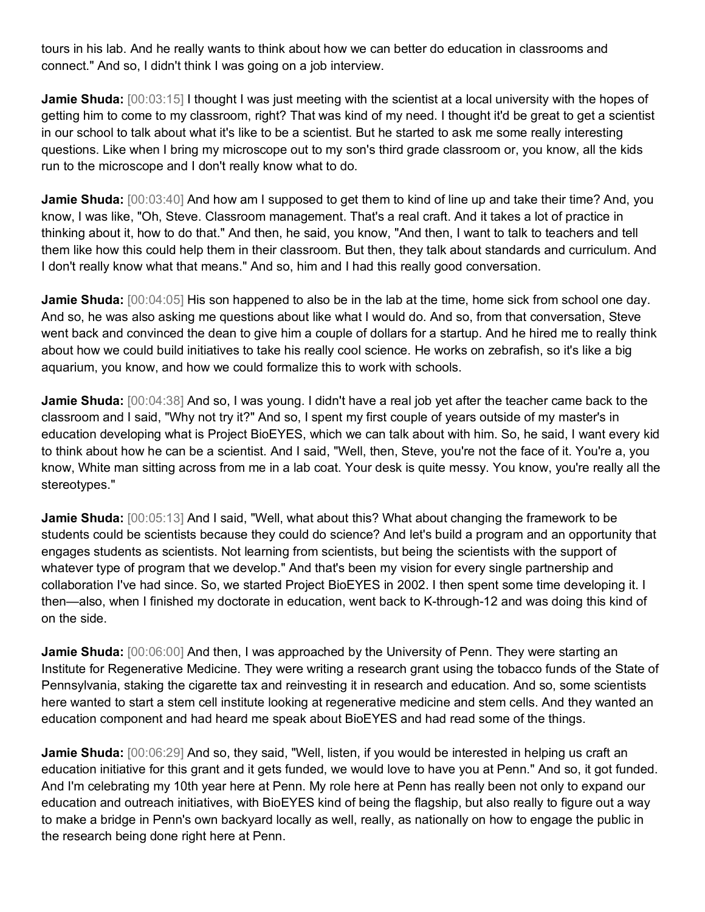tours in his lab. And he really wants to think about how we can better do education in classrooms and connect." And so, I didn't think I was going on a job interview.

**Jamie Shuda:** [00:03:15] I thought I was just meeting with the scientist at a local university with the hopes of getting him to come to my classroom, right? That was kind of my need. I thought it'd be great to get a scientist in our school to talk about what it's like to be a scientist. But he started to ask me some really interesting questions. Like when I bring my microscope out to my son's third grade classroom or, you know, all the kids run to the microscope and I don't really know what to do.

**Jamie Shuda:** [00:03:40] And how am I supposed to get them to kind of line up and take their time? And, you know, I was like, "Oh, Steve. Classroom management. That's a real craft. And it takes a lot of practice in thinking about it, how to do that." And then, he said, you know, "And then, I want to talk to teachers and tell them like how this could help them in their classroom. But then, they talk about standards and curriculum. And I don't really know what that means." And so, him and I had this really good conversation.

**Jamie Shuda:** [00:04:05] His son happened to also be in the lab at the time, home sick from school one day. And so, he was also asking me questions about like what I would do. And so, from that conversation, Steve went back and convinced the dean to give him a couple of dollars for a startup. And he hired me to really think about how we could build initiatives to take his really cool science. He works on zebrafish, so it's like a big aquarium, you know, and how we could formalize this to work with schools.

**Jamie Shuda:** [00:04:38] And so, I was young. I didn't have a real job yet after the teacher came back to the classroom and I said, "Why not try it?" And so, I spent my first couple of years outside of my master's in education developing what is Project BioEYES, which we can talk about with him. So, he said, I want every kid to think about how he can be a scientist. And I said, "Well, then, Steve, you're not the face of it. You're a, you know, White man sitting across from me in a lab coat. Your desk is quite messy. You know, you're really all the stereotypes."

**Jamie Shuda:** [00:05:13] And I said, "Well, what about this? What about changing the framework to be students could be scientists because they could do science? And let's build a program and an opportunity that engages students as scientists. Not learning from scientists, but being the scientists with the support of whatever type of program that we develop." And that's been my vision for every single partnership and collaboration I've had since. So, we started Project BioEYES in 2002. I then spent some time developing it. I then—also, when I finished my doctorate in education, went back to K-through-12 and was doing this kind of on the side.

**Jamie Shuda:** [00:06:00] And then, I was approached by the University of Penn. They were starting an Institute for Regenerative Medicine. They were writing a research grant using the tobacco funds of the State of Pennsylvania, staking the cigarette tax and reinvesting it in research and education. And so, some scientists here wanted to start a stem cell institute looking at regenerative medicine and stem cells. And they wanted an education component and had heard me speak about BioEYES and had read some of the things.

**Jamie Shuda:** [00:06:29] And so, they said, "Well, listen, if you would be interested in helping us craft an education initiative for this grant and it gets funded, we would love to have you at Penn." And so, it got funded. And I'm celebrating my 10th year here at Penn. My role here at Penn has really been not only to expand our education and outreach initiatives, with BioEYES kind of being the flagship, but also really to figure out a way to make a bridge in Penn's own backyard locally as well, really, as nationally on how to engage the public in the research being done right here at Penn.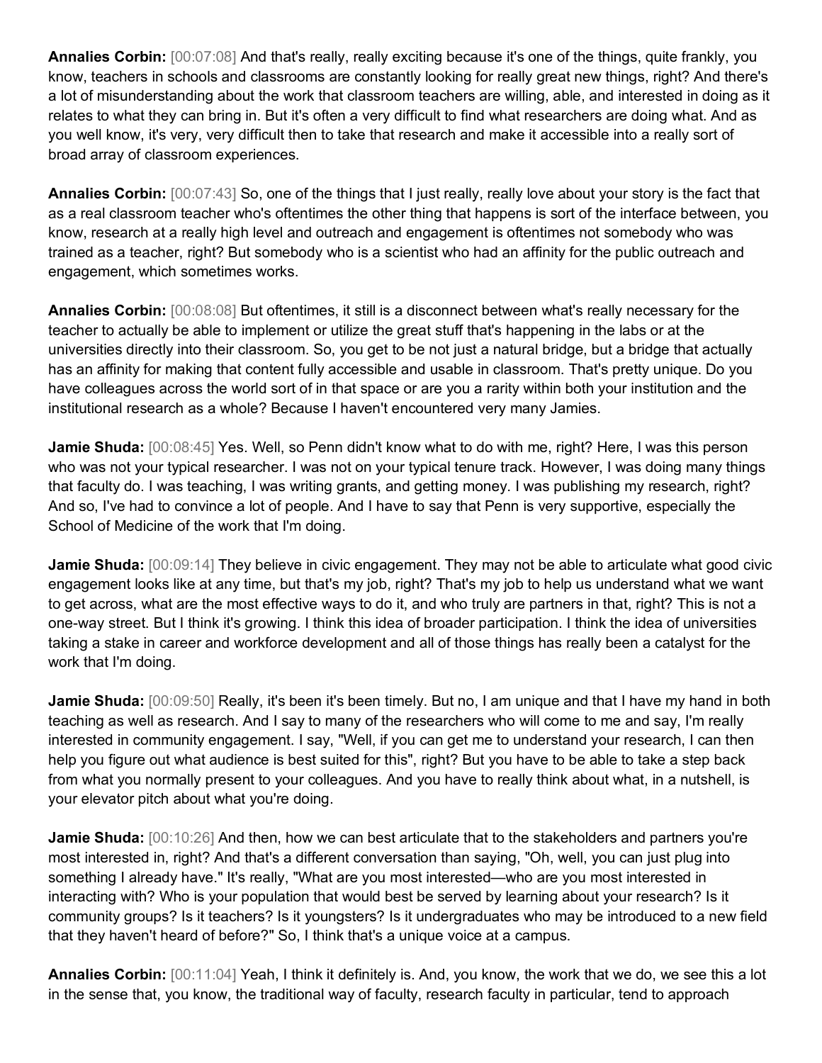**Annalies Corbin:** [00:07:08] And that's really, really exciting because it's one of the things, quite frankly, you know, teachers in schools and classrooms are constantly looking for really great new things, right? And there's a lot of misunderstanding about the work that classroom teachers are willing, able, and interested in doing as it relates to what they can bring in. But it's often a very difficult to find what researchers are doing what. And as you well know, it's very, very difficult then to take that research and make it accessible into a really sort of broad array of classroom experiences.

**Annalies Corbin:** [00:07:43] So, one of the things that I just really, really love about your story is the fact that as a real classroom teacher who's oftentimes the other thing that happens is sort of the interface between, you know, research at a really high level and outreach and engagement is oftentimes not somebody who was trained as a teacher, right? But somebody who is a scientist who had an affinity for the public outreach and engagement, which sometimes works.

**Annalies Corbin:** [00:08:08] But oftentimes, it still is a disconnect between what's really necessary for the teacher to actually be able to implement or utilize the great stuff that's happening in the labs or at the universities directly into their classroom. So, you get to be not just a natural bridge, but a bridge that actually has an affinity for making that content fully accessible and usable in classroom. That's pretty unique. Do you have colleagues across the world sort of in that space or are you a rarity within both your institution and the institutional research as a whole? Because I haven't encountered very many Jamies.

**Jamie Shuda:** [00:08:45] Yes. Well, so Penn didn't know what to do with me, right? Here, I was this person who was not your typical researcher. I was not on your typical tenure track. However, I was doing many things that faculty do. I was teaching, I was writing grants, and getting money. I was publishing my research, right? And so, I've had to convince a lot of people. And I have to say that Penn is very supportive, especially the School of Medicine of the work that I'm doing.

**Jamie Shuda:** [00:09:14] They believe in civic engagement. They may not be able to articulate what good civic engagement looks like at any time, but that's my job, right? That's my job to help us understand what we want to get across, what are the most effective ways to do it, and who truly are partners in that, right? This is not a one-way street. But I think it's growing. I think this idea of broader participation. I think the idea of universities taking a stake in career and workforce development and all of those things has really been a catalyst for the work that I'm doing.

**Jamie Shuda:** [00:09:50] Really, it's been it's been timely. But no, I am unique and that I have my hand in both teaching as well as research. And I say to many of the researchers who will come to me and say, I'm really interested in community engagement. I say, "Well, if you can get me to understand your research, I can then help you figure out what audience is best suited for this", right? But you have to be able to take a step back from what you normally present to your colleagues. And you have to really think about what, in a nutshell, is your elevator pitch about what you're doing.

**Jamie Shuda:** [00:10:26] And then, how we can best articulate that to the stakeholders and partners you're most interested in, right? And that's a different conversation than saying, "Oh, well, you can just plug into something I already have." It's really, "What are you most interested—who are you most interested in interacting with? Who is your population that would best be served by learning about your research? Is it community groups? Is it teachers? Is it youngsters? Is it undergraduates who may be introduced to a new field that they haven't heard of before?" So, I think that's a unique voice at a campus.

**Annalies Corbin:** [00:11:04] Yeah, I think it definitely is. And, you know, the work that we do, we see this a lot in the sense that, you know, the traditional way of faculty, research faculty in particular, tend to approach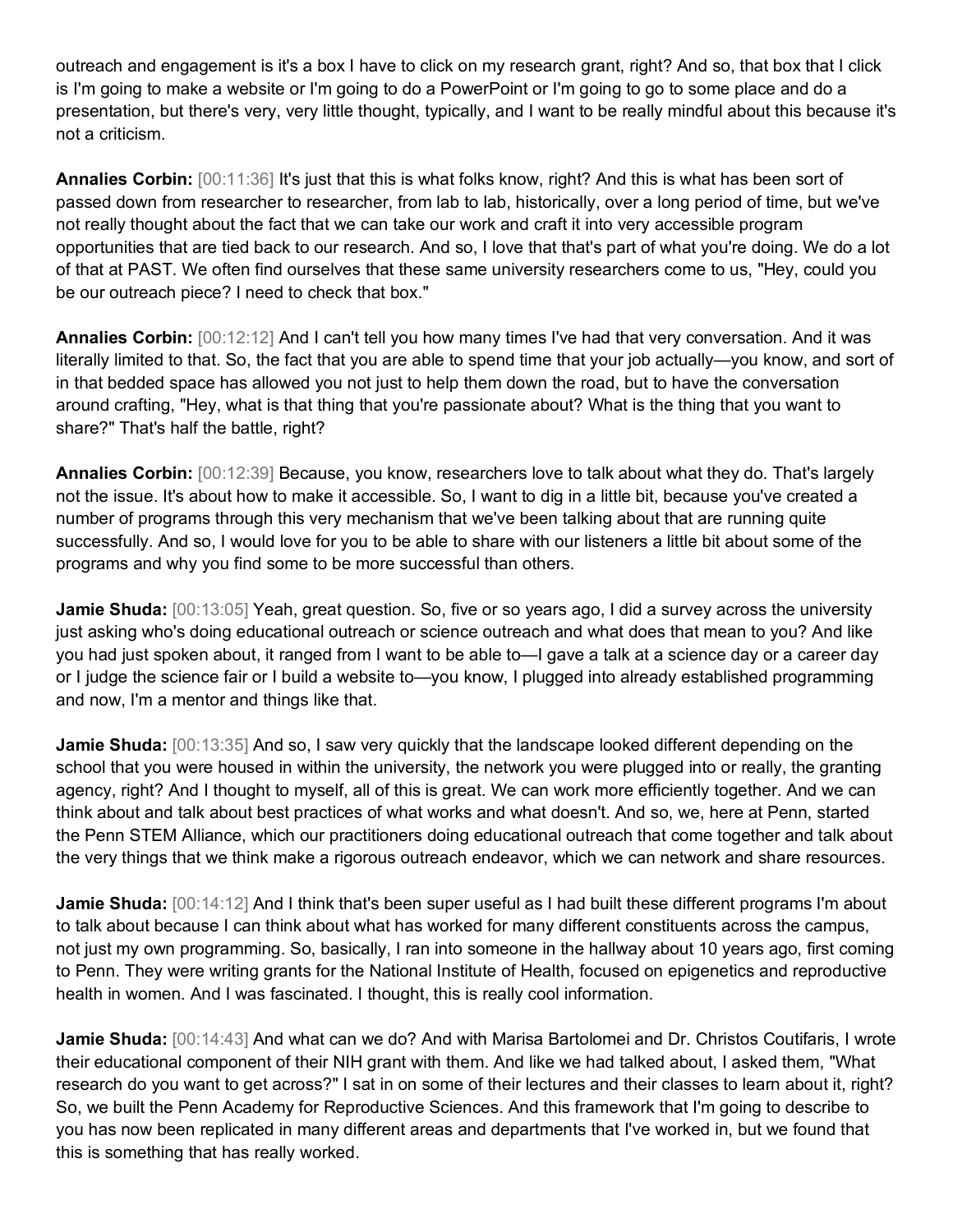outreach and engagement is it's a box I have to click on my research grant, right? And so, that box that I click is I'm going to make a website or I'm going to do a PowerPoint or I'm going to go to some place and do a presentation, but there's very, very little thought, typically, and I want to be really mindful about this because it's not a criticism.

**Annalies Corbin:** [00:11:36] It's just that this is what folks know, right? And this is what has been sort of passed down from researcher to researcher, from lab to lab, historically, over a long period of time, but we've not really thought about the fact that we can take our work and craft it into very accessible program opportunities that are tied back to our research. And so, I love that that's part of what you're doing. We do a lot of that at PAST. We often find ourselves that these same university researchers come to us, "Hey, could you be our outreach piece? I need to check that box."

**Annalies Corbin:** [00:12:12] And I can't tell you how many times I've had that very conversation. And it was literally limited to that. So, the fact that you are able to spend time that your job actually—you know, and sort of in that bedded space has allowed you not just to help them down the road, but to have the conversation around crafting, "Hey, what is that thing that you're passionate about? What is the thing that you want to share?" That's half the battle, right?

**Annalies Corbin:** [00:12:39] Because, you know, researchers love to talk about what they do. That's largely not the issue. It's about how to make it accessible. So, I want to dig in a little bit, because you've created a number of programs through this very mechanism that we've been talking about that are running quite successfully. And so, I would love for you to be able to share with our listeners a little bit about some of the programs and why you find some to be more successful than others.

**Jamie Shuda:** [00:13:05] Yeah, great question. So, five or so years ago, I did a survey across the university just asking who's doing educational outreach or science outreach and what does that mean to you? And like you had just spoken about, it ranged from I want to be able to—I gave a talk at a science day or a career day or I judge the science fair or I build a website to—you know, I plugged into already established programming and now, I'm a mentor and things like that.

**Jamie Shuda:** [00:13:35] And so, I saw very quickly that the landscape looked different depending on the school that you were housed in within the university, the network you were plugged into or really, the granting agency, right? And I thought to myself, all of this is great. We can work more efficiently together. And we can think about and talk about best practices of what works and what doesn't. And so, we, here at Penn, started the Penn STEM Alliance, which our practitioners doing educational outreach that come together and talk about the very things that we think make a rigorous outreach endeavor, which we can network and share resources.

**Jamie Shuda:** [00:14:12] And I think that's been super useful as I had built these different programs I'm about to talk about because I can think about what has worked for many different constituents across the campus, not just my own programming. So, basically, I ran into someone in the hallway about 10 years ago, first coming to Penn. They were writing grants for the National Institute of Health, focused on epigenetics and reproductive health in women. And I was fascinated. I thought, this is really cool information.

**Jamie Shuda:** [00:14:43] And what can we do? And with Marisa Bartolomei and Dr. Christos Coutifaris, I wrote their educational component of their NIH grant with them. And like we had talked about, I asked them, "What research do you want to get across?" I sat in on some of their lectures and their classes to learn about it, right? So, we built the Penn Academy for Reproductive Sciences. And this framework that I'm going to describe to you has now been replicated in many different areas and departments that I've worked in, but we found that this is something that has really worked.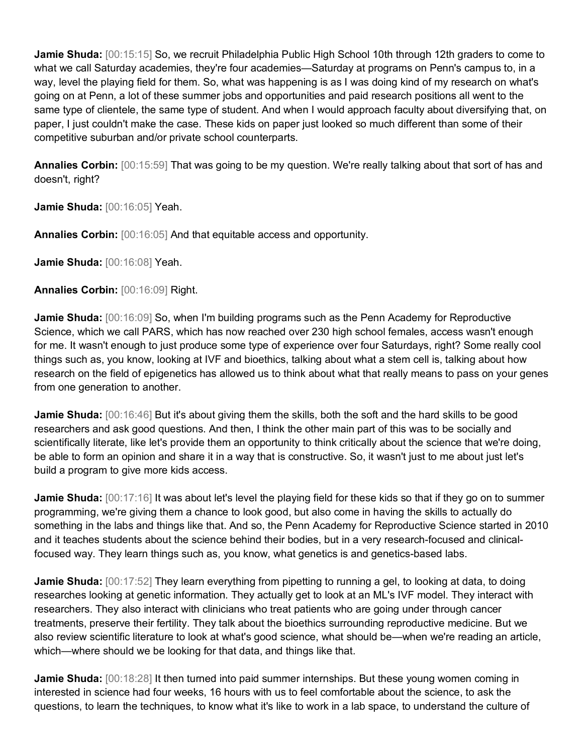**Jamie Shuda:** [00:15:15] So, we recruit Philadelphia Public High School 10th through 12th graders to come to what we call Saturday academies, they're four academies—Saturday at programs on Penn's campus to, in a way, level the playing field for them. So, what was happening is as I was doing kind of my research on what's going on at Penn, a lot of these summer jobs and opportunities and paid research positions all went to the same type of clientele, the same type of student. And when I would approach faculty about diversifying that, on paper, I just couldn't make the case. These kids on paper just looked so much different than some of their competitive suburban and/or private school counterparts.

**Annalies Corbin:** [00:15:59] That was going to be my question. We're really talking about that sort of has and doesn't, right?

**Jamie Shuda:** [00:16:05] Yeah.

**Annalies Corbin:** [00:16:05] And that equitable access and opportunity.

**Jamie Shuda:** [00:16:08] Yeah.

**Annalies Corbin:** [00:16:09] Right.

**Jamie Shuda:** [00:16:09] So, when I'm building programs such as the Penn Academy for Reproductive Science, which we call PARS, which has now reached over 230 high school females, access wasn't enough for me. It wasn't enough to just produce some type of experience over four Saturdays, right? Some really cool things such as, you know, looking at IVF and bioethics, talking about what a stem cell is, talking about how research on the field of epigenetics has allowed us to think about what that really means to pass on your genes from one generation to another.

**Jamie Shuda:** [00:16:46] But it's about giving them the skills, both the soft and the hard skills to be good researchers and ask good questions. And then, I think the other main part of this was to be socially and scientifically literate, like let's provide them an opportunity to think critically about the science that we're doing, be able to form an opinion and share it in a way that is constructive. So, it wasn't just to me about just let's build a program to give more kids access.

**Jamie Shuda:** [00:17:16] It was about let's level the playing field for these kids so that if they go on to summer programming, we're giving them a chance to look good, but also come in having the skills to actually do something in the labs and things like that. And so, the Penn Academy for Reproductive Science started in 2010 and it teaches students about the science behind their bodies, but in a very research-focused and clinical-focused way. They learn things such as, you know, what genetics is and genetics-based labs.

**Jamie Shuda:** [00:17:52] They learn everything from pipetting to running a gel, to looking at data, to doing researches looking at genetic information. They actually get to look at an ML's IVF model. They interact with researchers. They also interact with clinicians who treat patients who are going under through cancer treatments, preserve their fertility. They talk about the bioethics surrounding reproductive medicine. But we also review scientific literature to look at what's good science, what should be—when we're reading an article, which—where should we be looking for that data, and things like that.

**Jamie Shuda:** [00:18:28] It then turned into paid summer internships. But these young women coming in interested in science had four weeks, 16 hours with us to feel comfortable about the science, to ask the questions, to learn the techniques, to know what it's like to work in a lab space, to understand the culture of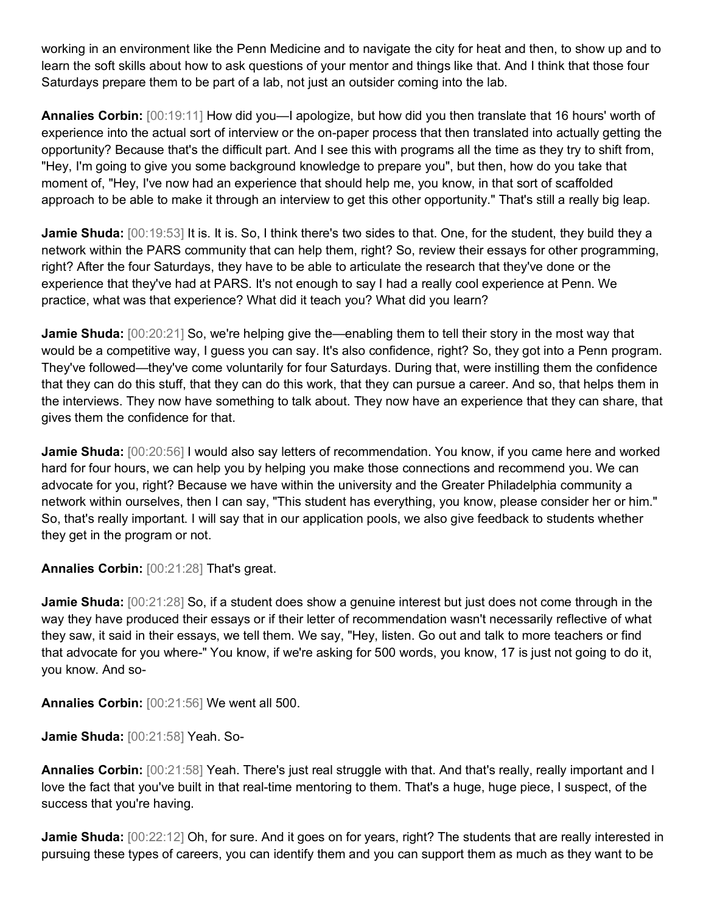working in an environment like the Penn Medicine and to navigate the city for heat and then, to show up and to learn the soft skills about how to ask questions of your mentor and things like that. And I think that those four Saturdays prepare them to be part of a lab, not just an outsider coming into the lab.

**Annalies Corbin:** [00:19:11] How did you—I apologize, but how did you then translate that 16 hours' worth of experience into the actual sort of interview or the on-paper process that then translated into actually getting the opportunity? Because that's the difficult part. And I see this with programs all the time as they try to shift from, "Hey, I'm going to give you some background knowledge to prepare you", but then, how do you take that moment of, "Hey, I've now had an experience that should help me, you know, in that sort of scaffolded approach to be able to make it through an interview to get this other opportunity." That's still a really big leap.

**Jamie Shuda:** [00:19:53] It is. It is. So, I think there's two sides to that. One, for the student, they build they a network within the PARS community that can help them, right? So, review their essays for other programming, right? After the four Saturdays, they have to be able to articulate the research that they've done or the experience that they've had at PARS. It's not enough to say I had a really cool experience at Penn. We practice, what was that experience? What did it teach you? What did you learn?

**Jamie Shuda:** [00:20:21] So, we're helping give the—enabling them to tell their story in the most way that would be a competitive way, I guess you can say. It's also confidence, right? So, they got into a Penn program. They've followed—they've come voluntarily for four Saturdays. During that, were instilling them the confidence that they can do this stuff, that they can do this work, that they can pursue a career. And so, that helps them in the interviews. They now have something to talk about. They now have an experience that they can share, that gives them the confidence for that.

**Jamie Shuda:** [00:20:56] I would also say letters of recommendation. You know, if you came here and worked hard for four hours, we can help you by helping you make those connections and recommend you. We can advocate for you, right? Because we have within the university and the Greater Philadelphia community a network within ourselves, then I can say, "This student has everything, you know, please consider her or him." So, that's really important. I will say that in our application pools, we also give feedback to students whether they get in the program or not.

**Annalies Corbin:** [00:21:28] That's great.

**Jamie Shuda:** [00:21:28] So, if a student does show a genuine interest but just does not come through in the way they have produced their essays or if their letter of recommendation wasn't necessarily reflective of what they saw, it said in their essays, we tell them. We say, "Hey, listen. Go out and talk to more teachers or find that advocate for you where-" You know, if we're asking for 500 words, you know, 17 is just not going to do it, you know. And so-

**Annalies Corbin:** [00:21:56] We went all 500.

**Jamie Shuda:** [00:21:58] Yeah. So-

**Annalies Corbin:** [00:21:58] Yeah. There's just real struggle with that. And that's really, really important and I love the fact that you've built in that real-time mentoring to them. That's a huge, huge piece, I suspect, of the success that you're having.

**Jamie Shuda:** [00:22:12] Oh, for sure. And it goes on for years, right? The students that are really interested in pursuing these types of careers, you can identify them and you can support them as much as they want to be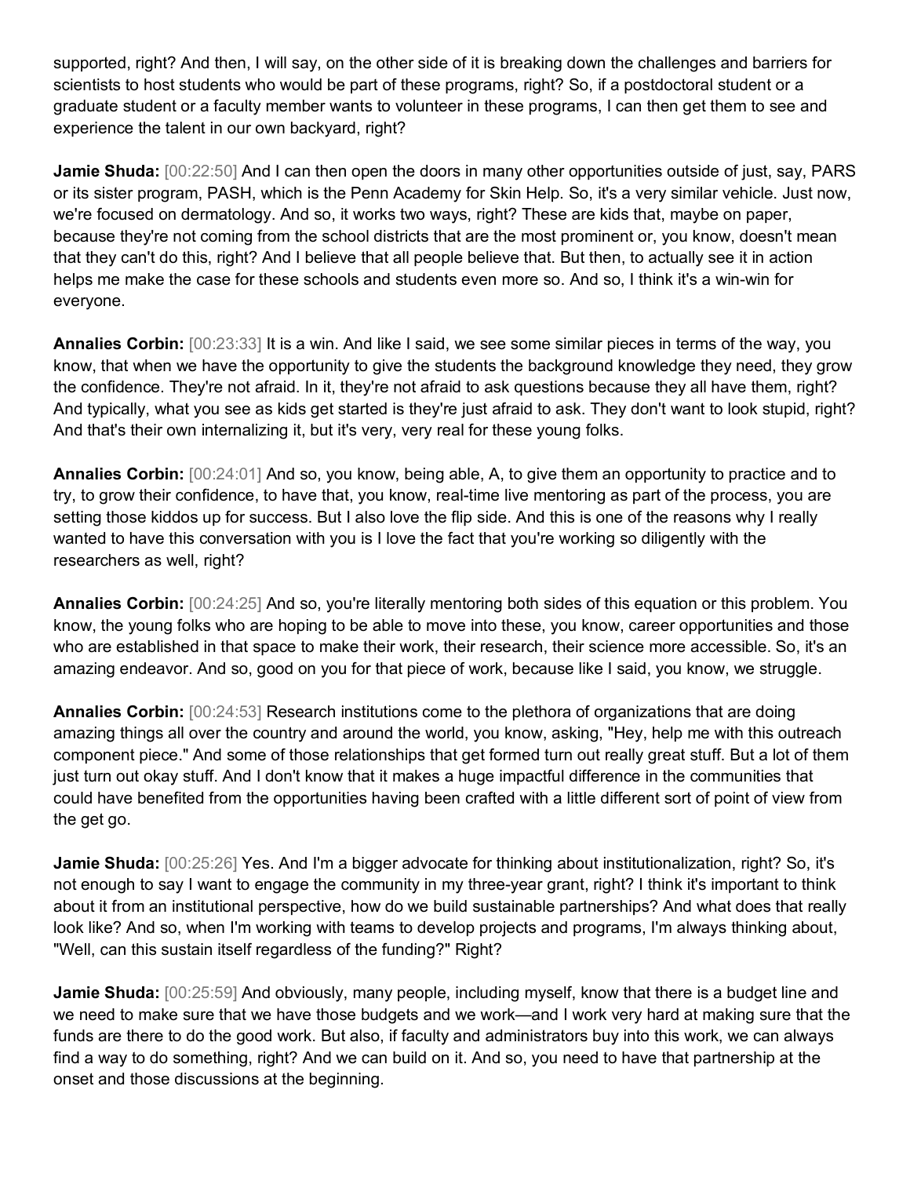supported, right? And then, I will say, on the other side of it is breaking down the challenges and barriers for scientists to host students who would be part of these programs, right? So, if a postdoctoral student or a graduate student or a faculty member wants to volunteer in these programs, I can then get them to see and experience the talent in our own backyard, right?

**Jamie Shuda:** [00:22:50] And I can then open the doors in many other opportunities outside of just, say, PARS or its sister program, PASH, which is the Penn Academy for Skin Help. So, it's a very similar vehicle. Just now, we're focused on dermatology. And so, it works two ways, right? These are kids that, maybe on paper, because they're not coming from the school districts that are the most prominent or, you know, doesn't mean that they can't do this, right? And I believe that all people believe that. But then, to actually see it in action helps me make the case for these schools and students even more so. And so, I think it's a win-win for everyone.

**Annalies Corbin:** [00:23:33] It is a win. And like I said, we see some similar pieces in terms of the way, you know, that when we have the opportunity to give the students the background knowledge they need, they grow the confidence. They're not afraid. In it, they're not afraid to ask questions because they all have them, right? And typically, what you see as kids get started is they're just afraid to ask. They don't want to look stupid, right? And that's their own internalizing it, but it's very, very real for these young folks.

**Annalies Corbin:** [00:24:01] And so, you know, being able, A, to give them an opportunity to practice and to try, to grow their confidence, to have that, you know, real-time live mentoring as part of the process, you are setting those kiddos up for success. But I also love the flip side. And this is one of the reasons why I really wanted to have this conversation with you is I love the fact that you're working so diligently with the researchers as well, right?

**Annalies Corbin:** [00:24:25] And so, you're literally mentoring both sides of this equation or this problem. You know, the young folks who are hoping to be able to move into these, you know, career opportunities and those who are established in that space to make their work, their research, their science more accessible. So, it's an amazing endeavor. And so, good on you for that piece of work, because like I said, you know, we struggle.

**Annalies Corbin:** [00:24:53] Research institutions come to the plethora of organizations that are doing amazing things all over the country and around the world, you know, asking, "Hey, help me with this outreach component piece." And some of those relationships that get formed turn out really great stuff. But a lot of them just turn out okay stuff. And I don't know that it makes a huge impactful difference in the communities that could have benefited from the opportunities having been crafted with a little different sort of point of view from the get go.

**Jamie Shuda:** [00:25:26] Yes. And I'm a bigger advocate for thinking about institutionalization, right? So, it's not enough to say I want to engage the community in my three-year grant, right? I think it's important to think about it from an institutional perspective, how do we build sustainable partnerships? And what does that really look like? And so, when I'm working with teams to develop projects and programs, I'm always thinking about, "Well, can this sustain itself regardless of the funding?" Right?

**Jamie Shuda:** [00:25:59] And obviously, many people, including myself, know that there is a budget line and we need to make sure that we have those budgets and we work—and I work very hard at making sure that the funds are there to do the good work. But also, if faculty and administrators buy into this work, we can always find a way to do something, right? And we can build on it. And so, you need to have that partnership at the onset and those discussions at the beginning.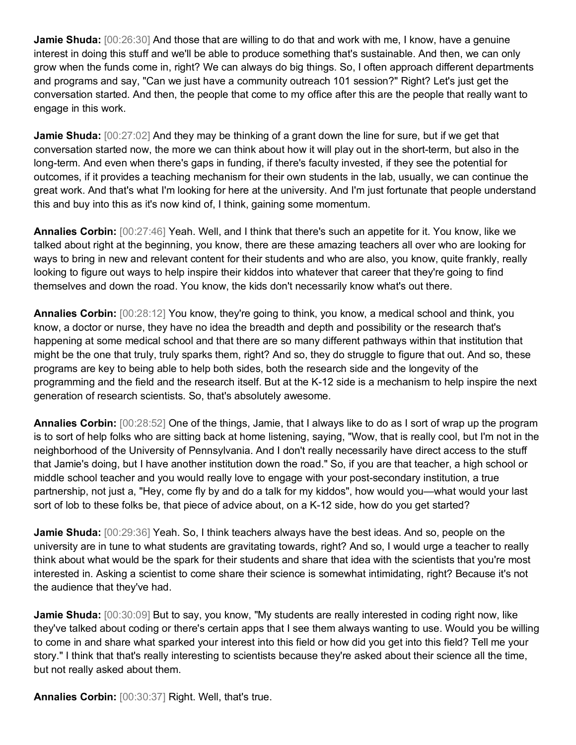**Jamie Shuda:** [00:26:30] And those that are willing to do that and work with me, I know, have a genuine interest in doing this stuff and we'll be able to produce something that's sustainable. And then, we can only grow when the funds come in, right? We can always do big things. So, I often approach different departments and programs and say, "Can we just have a community outreach 101 session?" Right? Let's just get the conversation started. And then, the people that come to my office after this are the people that really want to engage in this work.

**Jamie Shuda:** [00:27:02] And they may be thinking of a grant down the line for sure, but if we get that conversation started now, the more we can think about how it will play out in the short-term, but also in the long-term. And even when there's gaps in funding, if there's faculty invested, if they see the potential for outcomes, if it provides a teaching mechanism for their own students in the lab, usually, we can continue the great work. And that's what I'm looking for here at the university. And I'm just fortunate that people understand this and buy into this as it's now kind of, I think, gaining some momentum.

**Annalies Corbin:** [00:27:46] Yeah. Well, and I think that there's such an appetite for it. You know, like we talked about right at the beginning, you know, there are these amazing teachers all over who are looking for ways to bring in new and relevant content for their students and who are also, you know, quite frankly, really looking to figure out ways to help inspire their kiddos into whatever that career that they're going to find themselves and down the road. You know, the kids don't necessarily know what's out there.

**Annalies Corbin:** [00:28:12] You know, they're going to think, you know, a medical school and think, you know, a doctor or nurse, they have no idea the breadth and depth and possibility or the research that's happening at some medical school and that there are so many different pathways within that institution that might be the one that truly, truly sparks them, right? And so, they do struggle to figure that out. And so, these programs are key to being able to help both sides, both the research side and the longevity of the programming and the field and the research itself. But at the K-12 side is a mechanism to help inspire the next generation of research scientists. So, that's absolutely awesome.

**Annalies Corbin:** [00:28:52] One of the things, Jamie, that I always like to do as I sort of wrap up the program is to sort of help folks who are sitting back at home listening, saying, "Wow, that is really cool, but I'm not in the neighborhood of the University of Pennsylvania. And I don't really necessarily have direct access to the stuff that Jamie's doing, but I have another institution down the road." So, if you are that teacher, a high school or middle school teacher and you would really love to engage with your post-secondary institution, a true partnership, not just a, "Hey, come fly by and do a talk for my kiddos", how would you—what would your last sort of lob to these folks be, that piece of advice about, on a K-12 side, how do you get started?

**Jamie Shuda:** [00:29:36] Yeah. So, I think teachers always have the best ideas. And so, people on the university are in tune to what students are gravitating towards, right? And so, I would urge a teacher to really think about what would be the spark for their students and share that idea with the scientists that you're most interested in. Asking a scientist to come share their science is somewhat intimidating, right? Because it's not the audience that they've had.

**Jamie Shuda:** [00:30:09] But to say, you know, "My students are really interested in coding right now, like they've talked about coding or there's certain apps that I see them always wanting to use. Would you be willing to come in and share what sparked your interest into this field or how did you get into this field? Tell me your story." I think that that's really interesting to scientists because they're asked about their science all the time, but not really asked about them.

**Annalies Corbin:** [00:30:37] Right. Well, that's true.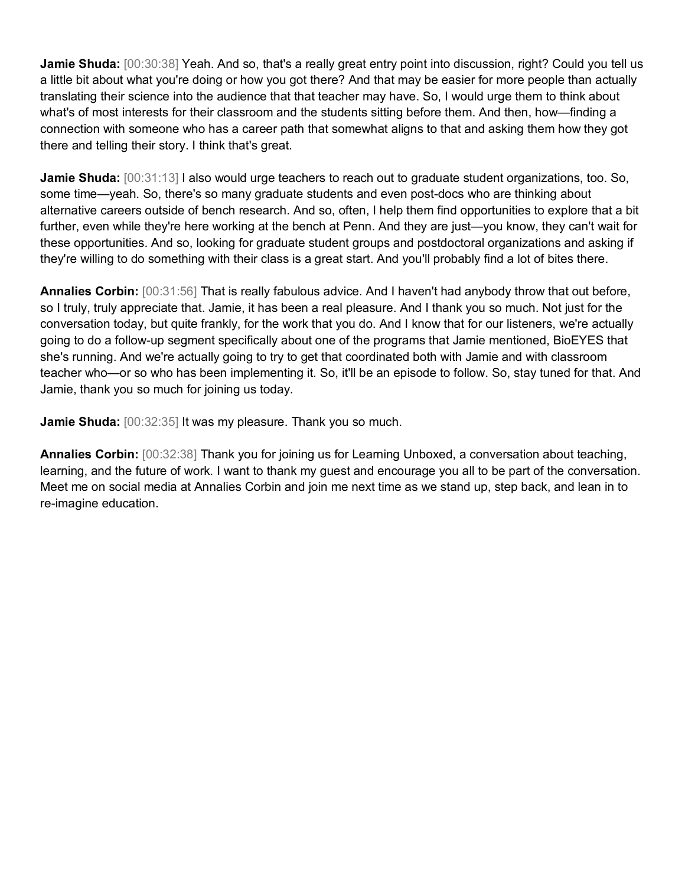**Jamie Shuda:** [00:30:38] Yeah. And so, that's a really great entry point into discussion, right? Could you tell us a little bit about what you're doing or how you got there? And that may be easier for more people than actually translating their science into the audience that that teacher may have. So, I would urge them to think about what's of most interests for their classroom and the students sitting before them. And then, how—finding a connection with someone who has a career path that somewhat aligns to that and asking them how they got there and telling their story. I think that's great.

**Jamie Shuda:** [00:31:13] I also would urge teachers to reach out to graduate student organizations, too. So, some time—yeah. So, there's so many graduate students and even post-docs who are thinking about alternative careers outside of bench research. And so, often, I help them find opportunities to explore that a bit further, even while they're here working at the bench at Penn. And they are just—you know, they can't wait for these opportunities. And so, looking for graduate student groups and postdoctoral organizations and asking if they're willing to do something with their class is a great start. And you'll probably find a lot of bites there.

**Annalies Corbin:** [00:31:56] That is really fabulous advice. And I haven't had anybody throw that out before, so I truly, truly appreciate that. Jamie, it has been a real pleasure. And I thank you so much. Not just for the conversation today, but quite frankly, for the work that you do. And I know that for our listeners, we're actually going to do a follow-up segment specifically about one of the programs that Jamie mentioned, BioEYES that she's running. And we're actually going to try to get that coordinated both with Jamie and with classroom teacher who—or so who has been implementing it. So, it'll be an episode to follow. So, stay tuned for that. And Jamie, thank you so much for joining us today.

**Jamie Shuda:** [00:32:35] It was my pleasure. Thank you so much.

**Annalies Corbin:** [00:32:38] Thank you for joining us for Learning Unboxed, a conversation about teaching, learning, and the future of work. I want to thank my guest and encourage you all to be part of the conversation. Meet me on social media at Annalies Corbin and join me next time as we stand up, step back, and lean in to re-imagine education.